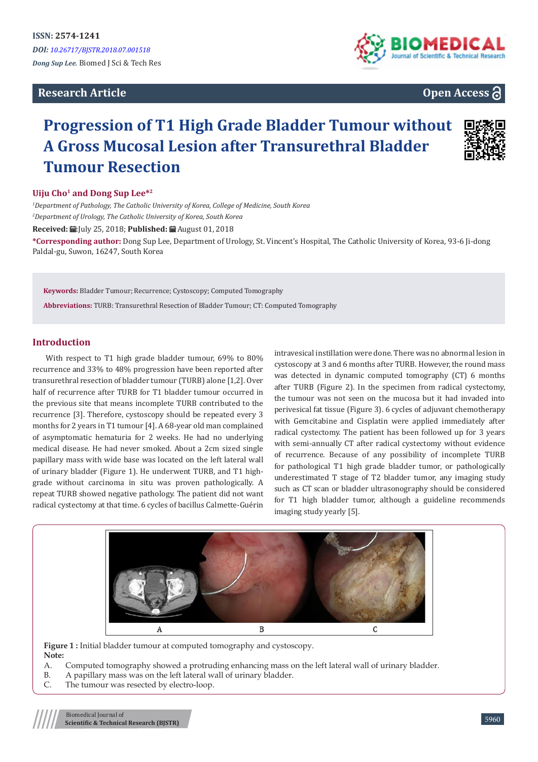ISSN: 2574-1241

*DOI: 10.26717/BJSTR.2018.07.001518*

*Dong Sup Lee.* Biomed J Sci & Tech Res

**Research Article** — **Open Access**

# Progression of T1 High Grade Bladder Tumour without A Gross Mucosal Lesion after Transurethral Bladder Tumour Resection

**Uiju Cho[1] and Dong Sup Lee*[2]**

[1]*Department of Pathology, The Catholic University of Korea, College of Medicine, South Korea*

[2]*Department of Urology, The Catholic University of Korea, South Korea*

**Received:** July 25, 2018; **Published:** August 01, 2018

***Corresponding author:** Dong Sup Lee, Department of Urology, St. Vincent's Hospital, The Catholic University of Korea, 93-6 Ji-dong Paldal-gu, Suwon, 16247, South Korea

**Keywords:** Bladder Tumour; Recurrence; Cystoscopy; Computed Tomography

**Abbreviations:** TURB: Transurethral Resection of Bladder Tumour; CT: Computed Tomography

## Introduction

With respect to T1 high grade bladder tumour, 69% to 80% recurrence and 33% to 48% progression have been reported after transurethral resection of bladder tumour (TURB) alone [1,2]. Over half of recurrence after TURB for T1 bladder tumour occurred in the previous site that means incomplete TURB contributed to the recurrence [3]. Therefore, cystoscopy should be repeated every 3 months for 2 years in T1 tumour [4]. A 68-year old man complained of asymptomatic hematuria for 2 weeks. He had no underlying medical disease. He had never smoked. About a 2cm sized single papillary mass with wide base was located on the left lateral wall of urinary bladder (Figure 1). He underwent TURB, and T1 high-grade without carcinoma in situ was proven pathologically. A repeat TURB showed negative pathology. The patient did not want radical cystectomy at that time. 6 cycles of bacillus Calmette-Guérin intravesical instillation were done. There was no abnormal lesion in cystoscopy at 3 and 6 months after TURB. However, the round mass was detected in dynamic computed tomography (CT) 6 months after TURB (Figure 2). In the specimen from radical cystectomy, the tumour was not seen on the mucosa but it had invaded into perivesical fat tissue (Figure 3). 6 cycles of adjuvant chemotherapy with Gemcitabine and Cisplatin were applied immediately after radical cystectomy. The patient has been followed up for 3 years with semi-annually CT after radical cystectomy without evidence of recurrence. Because of any possibility of incomplete TURB for pathological T1 high grade bladder tumor, or pathologically underestimated T stage of T2 bladder tumor, any imaging study such as CT scan or bladder ultrasonography should be considered for T1 high bladder tumor, although a guideline recommends imaging study yearly [5].

**Figure 1 :** Initial bladder tumour at computed tomography and cystoscopy.

**Note:**

A. Computed tomography showed a protruding enhancing mass on the left lateral wall of urinary bladder.

B. A papillary mass was on the left lateral wall of urinary bladder.

C. The tumour was resected by electro-loop.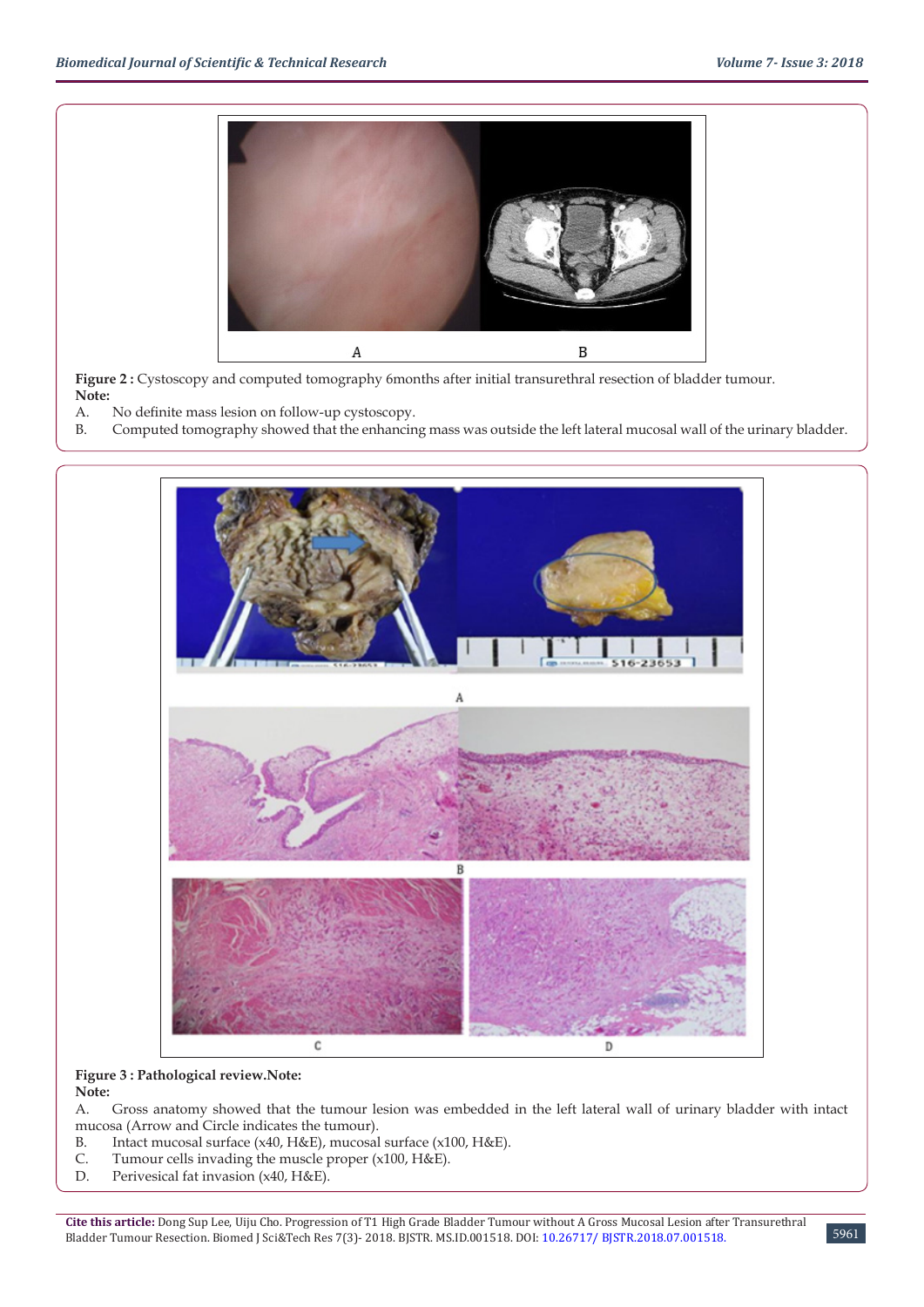**Figure 2 :** Cystoscopy and computed tomography 6months after initial transurethral resection of bladder tumour.

**Note:**

A. No definite mass lesion on follow-up cystoscopy.

B. Computed tomography showed that the enhancing mass was outside the left lateral mucosal wall of the urinary bladder.

**Figure 3 : Pathological review.Note:**

**Note:**

A. Gross anatomy showed that the tumour lesion was embedded in the left lateral wall of urinary bladder with intact mucosa (Arrow and Circle indicates the tumour).

B. Intact mucosal surface (x40, H&E), mucosal surface (x100, H&E).

C. Tumour cells invading the muscle proper (x100, H&E).

D. Perivesical fat invasion (x40, H&E).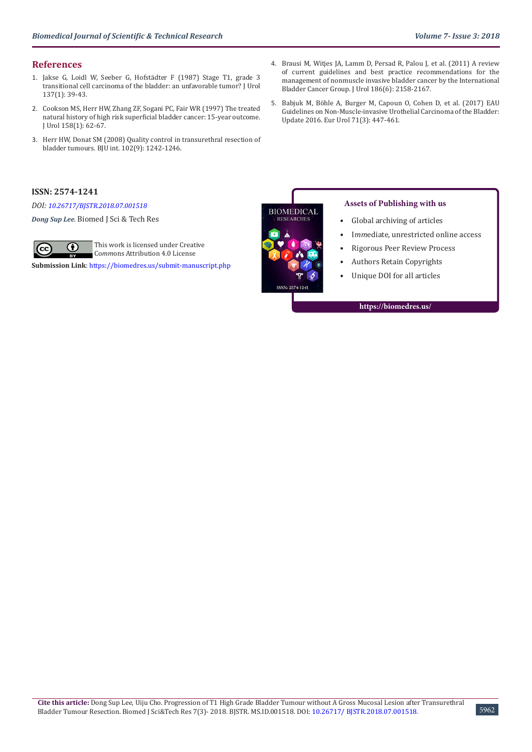## References

1. Jakse G, Loidl W, Seeber G, Hofstädter F (1987) Stage T1, grade 3 transitional cell carcinoma of the bladder: an unfavorable tumor? J Urol 137(1): 39-43.
2. Cookson MS, Herr HW, Zhang ZF, Sogani PC, Fair WR (1997) The treated natural history of high risk superficial bladder cancer: 15-year outcome. J Urol 158(1): 62-67.
3. Herr HW, Donat SM (2008) Quality control in transurethral resection of bladder tumours. BJU int. 102(9): 1242-1246.
4. Brausi M, Witjes JA, Lamm D, Persad R, Palou J, et al. (2011) A review of current guidelines and best practice recommendations for the management of nonmuscle invasive bladder cancer by the International Bladder Cancer Group. J Urol 186(6): 2158-2167.
5. Babjuk M, Böhle A, Burger M, Capoun O, Cohen D, et al. (2017) EAU Guidelines on Non-Muscle-invasive Urothelial Carcinoma of the Bladder: Update 2016. Eur Urol 71(3): 447-461.

**ISSN: 2574-1241**

*DOI: 10.26717/BJSTR.2018.07.001518*

***Dong Sup Lee.*** Biomed J Sci & Tech Res

This work is licensed under Creative Commons Attribution 4.0 License

**Submission Link**: https://biomedres.us/submit-manuscript.php

**Assets of Publishing with us**

- Global archiving of articles
- Immediate, unrestricted online access
- Rigorous Peer Review Process
- Authors Retain Copyrights
- Unique DOI for all articles

**https://biomedres.us/**

**Cite this article:** Dong Sup Lee, Uiju Cho. Progression of T1 High Grade Bladder Tumour without A Gross Mucosal Lesion after Transurethral Bladder Tumour Resection. Biomed J Sci&Tech Res 7(3)- 2018. BJSTR. MS.ID.001518. DOI: 10.26717/ BJSTR.2018.07.001518.